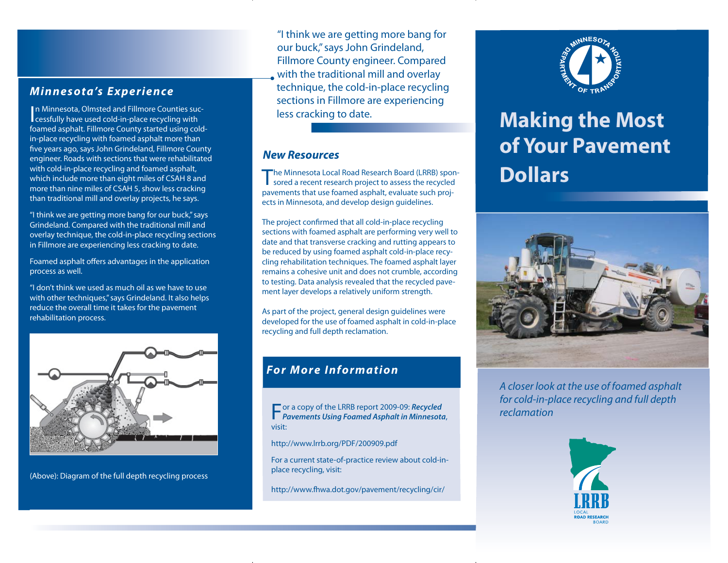## Minnesota's Experience

In Minnesota, Olmsted and Fillmore Counties successfully have used cold-in-place recycling with foamed asphalt. Fillmore County started using cold-in-place recycling with foamed asphalt more than five years ago, says John Grindeland, Fillmore County engineer. Roads with sections that were rehabilitated with cold-in-place recycling and foamed asphalt, which include more than eight miles of CSAH 8 and more than nine miles of CSAH 5, show less cracking than traditional mill and overlay projects, he says.

"I think we are getting more bang for our buck," says Grindeland. Compared with the traditional mill and overlay technique, the cold-in-place recycling sections in Fillmore are experiencing less cracking to date.

Foamed asphalt offers advantages in the application process as well.

"I don't think we used as much oil as we have to use with other techniques," says Grindeland. It also helps reduce the overall time it takes for the pavement rehabilitation process.

(Above): Diagram of the full depth recycling process

> "I think we are getting more bang for our buck," says John Grindeland, Fillmore County engineer. Compared with the traditional mill and overlay technique, the cold-in-place recycling sections in Fillmore are experiencing less cracking to date.

## New Resources

The Minnesota Local Road Research Board (LRRB) sponsored a recent research project to assess the recycled pavements that use foamed asphalt, evaluate such projects in Minnesota, and develop design guidelines.

The project confirmed that all cold-in-place recycling sections with foamed asphalt are performing very well to date and that transverse cracking and rutting appears to be reduced by using foamed asphalt cold-in-place recycling rehabilitation techniques. The foamed asphalt layer remains a cohesive unit and does not crumble, according to testing. Data analysis revealed that the recycled pavement layer develops a relatively uniform strength.

As part of the project, general design guidelines were developed for the use of foamed asphalt in cold-in-place recycling and full depth reclamation.

## For More Information

For a copy of the LRRB report 2009-09: ***Recycled Pavements Using Foamed Asphalt in Minnesota***, visit:

http://www.lrrb.org/PDF/200909.pdf

For a current state-of-practice review about cold-in-place recycling, visit:

http://www.fhwa.dot.gov/pavement/recycling/cir/

Minnesota Department of Transportation

# Making the Most of Your Pavement Dollars

*A closer look at the use of foamed asphalt for cold-in-place recycling and full depth reclamation*

LRRB
LOCAL ROAD RESEARCH BOARD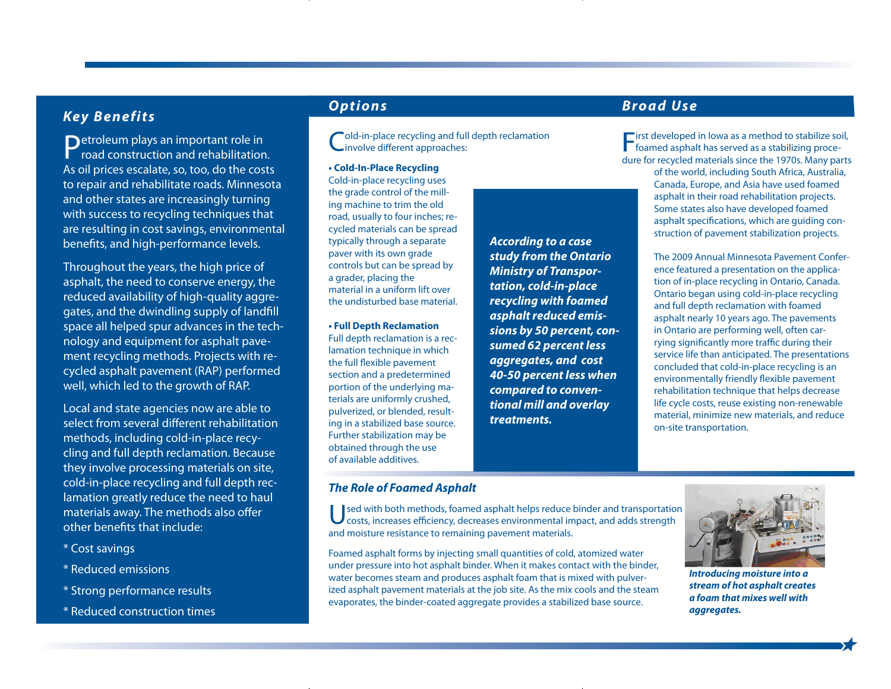## Key Benefits

Petroleum plays an important role in road construction and rehabilitation. As oil prices escalate, so, too, do the costs to repair and rehabilitate roads. Minnesota and other states are increasingly turning with success to recycling techniques that are resulting in cost savings, environmental benefits, and high-performance levels.

Throughout the years, the high price of asphalt, the need to conserve energy, the reduced availability of high-quality aggregates, and the dwindling supply of landfill space all helped spur advances in the technology and equipment for asphalt pavement recycling methods. Projects with recycled asphalt pavement (RAP) performed well, which led to the growth of RAP.

Local and state agencies now are able to select from several different rehabilitation methods, including cold-in-place recycling and full depth reclamation. Because they involve processing materials on site, cold-in-place recycling and full depth reclamation greatly reduce the need to haul materials away. The methods also offer other benefits that include:

* Cost savings

* Reduced emissions

* Strong performance results

* Reduced construction times

## Options

Cold-in-place recycling and full depth reclamation involve different approaches:

**• Cold-In-Place Recycling**
Cold-in-place recycling uses the grade control of the milling machine to trim the old road, usually to four inches; recycled materials can be spread typically through a separate paver with its own grade controls but can be spread by a grader, placing the material in a uniform lift over the undisturbed base material.

**• Full Depth Reclamation**
Full depth reclamation is a reclamation technique in which the full flexible pavement section and a predetermined portion of the underlying materials are uniformly crushed, pulverized, or blended, resulting in a stabilized base source. Further stabilization may be obtained through the use of available additives.

***According to a case study from the Ontario Ministry of Transportation, cold-in-place recycling with foamed asphalt reduced emissions by 50 percent, consumed 62 percent less aggregates, and cost 40-50 percent less when compared to conventional mill and overlay treatments.***

## Broad Use

First developed in Iowa as a method to stabilize soil, foamed asphalt has served as a stabilizing procedure for recycled materials since the 1970s. Many parts of the world, including South Africa, Australia, Canada, Europe, and Asia have used foamed asphalt in their road rehabilitation projects. Some states also have developed foamed asphalt specifications, which are guiding construction of pavement stabilization projects.

The 2009 Annual Minnesota Pavement Conference featured a presentation on the application of in-place recycling in Ontario, Canada. Ontario began using cold-in-place recycling and full depth reclamation with foamed asphalt nearly 10 years ago. The pavements in Ontario are performing well, often carrying significantly more traffic during their service life than anticipated. The presentations concluded that cold-in-place recycling is an environmentally friendly flexible pavement rehabilitation technique that helps decrease life cycle costs, reuse existing non-renewable material, minimize new materials, and reduce on-site transportation.

### *The Role of Foamed Asphalt*

Used with both methods, foamed asphalt helps reduce binder and transportation costs, increases efficiency, decreases environmental impact, and adds strength and moisture resistance to remaining pavement materials.

Foamed asphalt forms by injecting small quantities of cold, atomized water under pressure into hot asphalt binder. When it makes contact with the binder, water becomes steam and produces asphalt foam that is mixed with pulverized asphalt pavement materials at the job site. As the mix cools and the steam evaporates, the binder-coated aggregate provides a stabilized base source.

***Introducing moisture into a stream of hot asphalt creates a foam that mixes well with aggregates.***